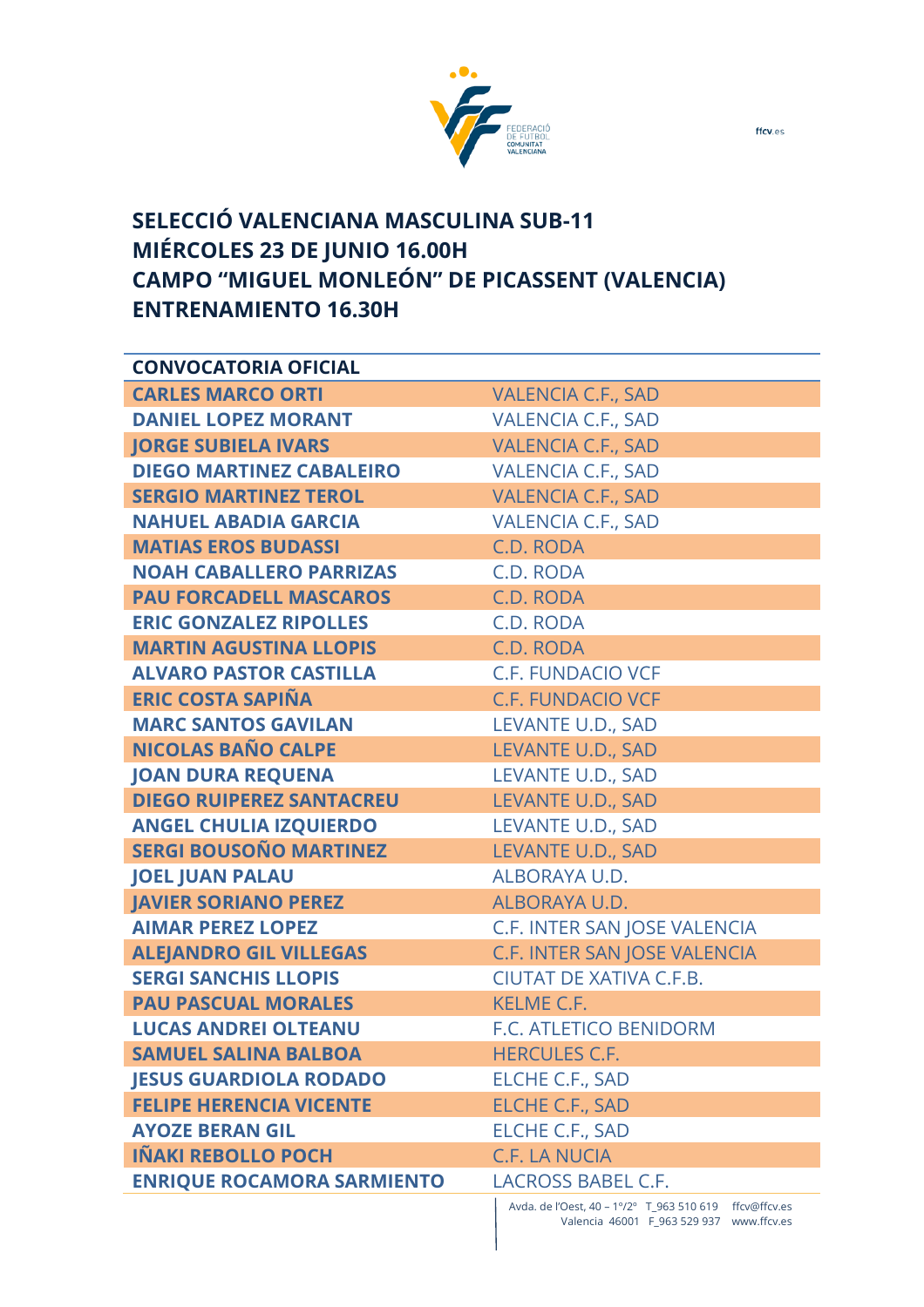## SELECCIÓ VALENCIANA MASCULINA SUB-11
## MIÉRCOLES 23 DE JUNIO 16.00H
## CAMPO "MIGUEL MONLEÓN" DE PICASSENT (VALENCIA)
## ENTRENAMIENTO 16.30H

| CONVOCATORIA OFICIAL | |
|---|---|
| **CARLES MARCO ORTI** | VALENCIA C.F., SAD |
| **DANIEL LOPEZ MORANT** | VALENCIA C.F., SAD |
| **JORGE SUBIELA IVARS** | VALENCIA C.F., SAD |
| **DIEGO MARTINEZ CABALEIRO** | VALENCIA C.F., SAD |
| **SERGIO MARTINEZ TEROL** | VALENCIA C.F., SAD |
| **NAHUEL ABADIA GARCIA** | VALENCIA C.F., SAD |
| **MATIAS EROS BUDASSI** | C.D. RODA |
| **NOAH CABALLERO PARRIZAS** | C.D. RODA |
| **PAU FORCADELL MASCAROS** | C.D. RODA |
| **ERIC GONZALEZ RIPOLLES** | C.D. RODA |
| **MARTIN AGUSTINA LLOPIS** | C.D. RODA |
| **ALVARO PASTOR CASTILLA** | C.F. FUNDACIO VCF |
| **ERIC COSTA SAPIÑA** | C.F. FUNDACIO VCF |
| **MARC SANTOS GAVILAN** | LEVANTE U.D., SAD |
| **NICOLAS BAÑO CALPE** | LEVANTE U.D., SAD |
| **JOAN DURA REQUENA** | LEVANTE U.D., SAD |
| **DIEGO RUIPEREZ SANTACREU** | LEVANTE U.D., SAD |
| **ANGEL CHULIA IZQUIERDO** | LEVANTE U.D., SAD |
| **SERGI BOUSOÑO MARTINEZ** | LEVANTE U.D., SAD |
| **JOEL JUAN PALAU** | ALBORAYA U.D. |
| **JAVIER SORIANO PEREZ** | ALBORAYA U.D. |
| **AIMAR PEREZ LOPEZ** | C.F. INTER SAN JOSE VALENCIA |
| **ALEJANDRO GIL VILLEGAS** | C.F. INTER SAN JOSE VALENCIA |
| **SERGI SANCHIS LLOPIS** | CIUTAT DE XATIVA C.F.B. |
| **PAU PASCUAL MORALES** | KELME C.F. |
| **LUCAS ANDREI OLTEANU** | F.C. ATLETICO BENIDORM |
| **SAMUEL SALINA BALBOA** | HERCULES C.F. |
| **JESUS GUARDIOLA RODADO** | ELCHE C.F., SAD |
| **FELIPE HERENCIA VICENTE** | ELCHE C.F., SAD |
| **AYOZE BERAN GIL** | ELCHE C.F., SAD |
| **IÑAKI REBOLLO POCH** | C.F. LA NUCIA |
| **ENRIQUE ROCAMORA SARMIENTO** | LACROSS BABEL C.F. |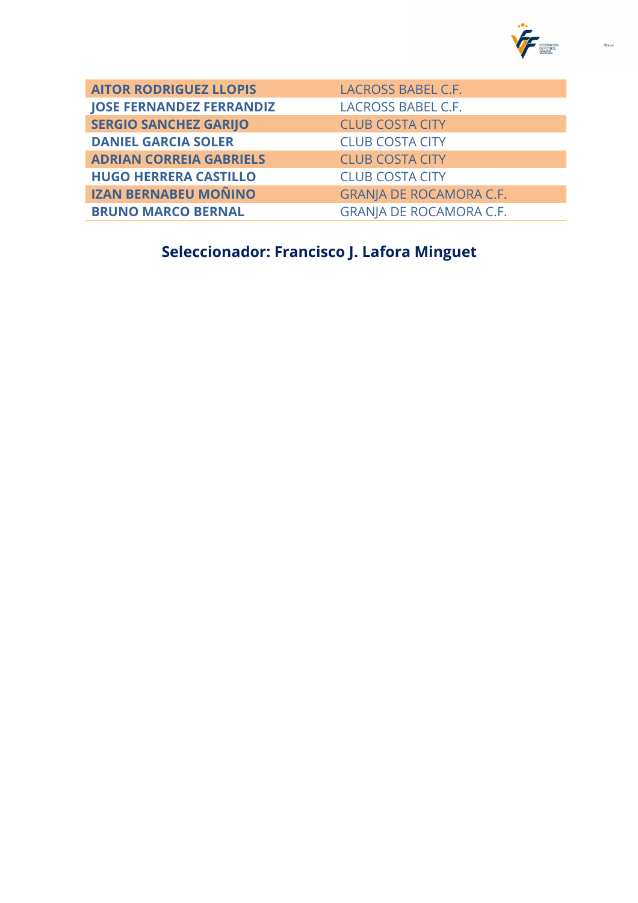| | |
|---|---|
| **AITOR RODRIGUEZ LLOPIS** | LACROSS BABEL C.F. |
| **JOSE FERNANDEZ FERRANDIZ** | LACROSS BABEL C.F. |
| **SERGIO SANCHEZ GARIJO** | CLUB COSTA CITY |
| **DANIEL GARCIA SOLER** | CLUB COSTA CITY |
| **ADRIAN CORREIA GABRIELS** | CLUB COSTA CITY |
| **HUGO HERRERA CASTILLO** | CLUB COSTA CITY |
| **IZAN BERNABEU MOÑINO** | GRANJA DE ROCAMORA C.F. |
| **BRUNO MARCO BERNAL** | GRANJA DE ROCAMORA C.F. |

**Seleccionador: Francisco J. Lafora Minguet**